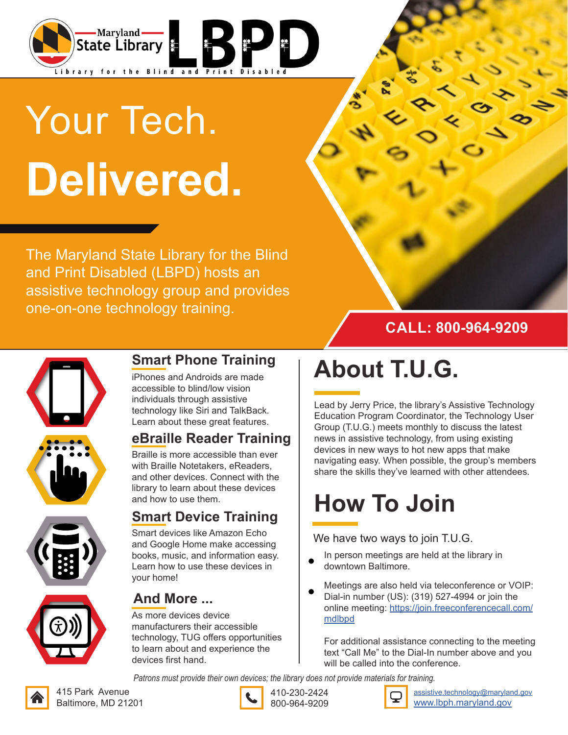Maryland State Library

# LBPD

Library for the Blind and Print Disabled

# Your Tech. **Delivered.**

The Maryland State Library for the Blind and Print Disabled (LBPD) hosts an assistive technology group and provides one-on-one technology training.

**CALL: 800-964-9209**

## Smart Phone Training

iPhones and Androids are made accessible to blind/low vision individuals through assistive technology like Siri and TalkBack. Learn about these great features.

## eBraille Reader Training

Braille is more accessible than ever with Braille Notetakers, eReaders, and other devices. Connect with the library to learn about these devices and how to use them.

## Smart Device Training

Smart devices like Amazon Echo and Google Home make accessing books, music, and information easy. Learn how to use these devices in your home!

## And More ...

As more devices device manufacturers their accessible technology, TUG offers opportunities to learn about and experience the devices first hand.

## About T.U.G.

Lead by Jerry Price, the library's Assistive Technology Education Program Coordinator, the Technology User Group (T.U.G.) meets monthly to discuss the latest news in assistive technology, from using existing devices in new ways to hot new apps that make navigating easy. When possible, the group's members share the skills they've learned with other attendees.

## How To Join

We have two ways to join T.U.G.

- In person meetings are held at the library in downtown Baltimore.
- Meetings are also held via teleconference or VOIP: Dial-in number (US): (319) 527-4994 or join the online meeting: [https://join.freeconferencecall.com/mdlbpd](https://join.freeconferencecall.com/mdlbpd)

  For additional assistance connecting to the meeting text "Call Me" to the Dial-In number above and you will be called into the conference.

*Patrons must provide their own devices; the library does not provide materials for training.*

415 Park Avenue
Baltimore, MD 21201

410-230-2424
800-964-9209

[assistive.technology@maryland.gov](mailto:assistive.technology@maryland.gov)
[www.lbph.maryland.gov](http://www.lbph.maryland.gov)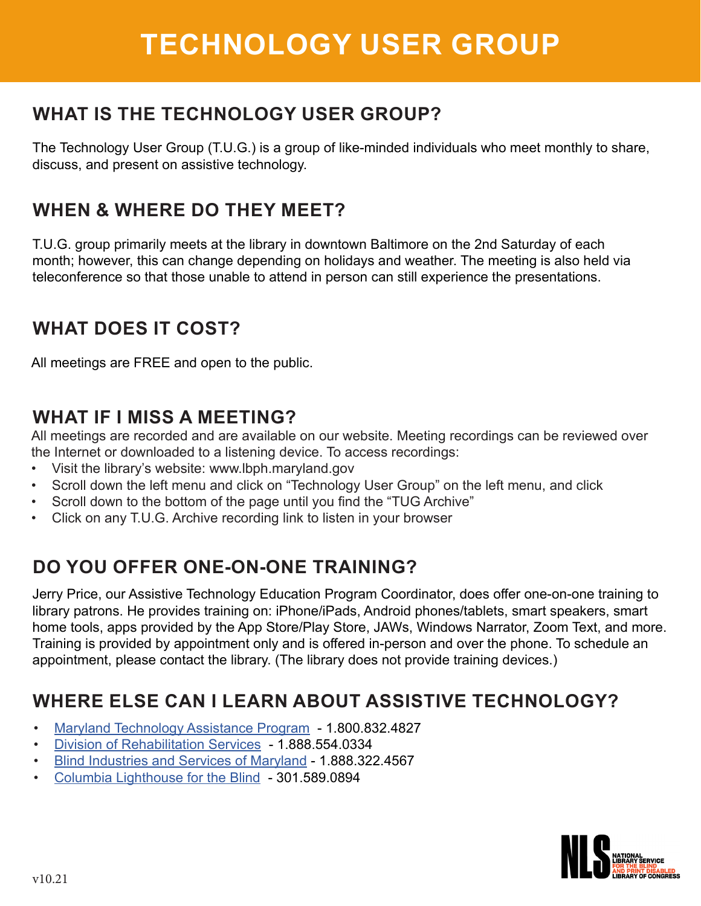# TECHNOLOGY USER GROUP

## WHAT IS THE TECHNOLOGY USER GROUP?

The Technology User Group (T.U.G.) is a group of like-minded individuals who meet monthly to share, discuss, and present on assistive technology.

## WHEN & WHERE DO THEY MEET?

T.U.G. group primarily meets at the library in downtown Baltimore on the 2nd Saturday of each month; however, this can change depending on holidays and weather. The meeting is also held via teleconference so that those unable to attend in person can still experience the presentations.

## WHAT DOES IT COST?

All meetings are FREE and open to the public.

## WHAT IF I MISS A MEETING?

All meetings are recorded and are available on our website. Meeting recordings can be reviewed over the Internet or downloaded to a listening device. To access recordings:

- Visit the library's website: www.lbph.maryland.gov
- Scroll down the left menu and click on "Technology User Group" on the left menu, and click
- Scroll down to the bottom of the page until you find the "TUG Archive"
- Click on any T.U.G. Archive recording link to listen in your browser

## DO YOU OFFER ONE-ON-ONE TRAINING?

Jerry Price, our Assistive Technology Education Program Coordinator, does offer one-on-one training to library patrons. He provides training on: iPhone/iPads, Android phones/tablets, smart speakers, smart home tools, apps provided by the App Store/Play Store, JAWs, Windows Narrator, Zoom Text, and more. Training is provided by appointment only and is offered in-person and over the phone. To schedule an appointment, please contact the library. (The library does not provide training devices.)

## WHERE ELSE CAN I LEARN ABOUT ASSISTIVE TECHNOLOGY?

- Maryland Technology Assistance Program - 1.800.832.4827
- Division of Rehabilitation Services - 1.888.554.0334
- Blind Industries and Services of Maryland - 1.888.322.4567
- Columbia Lighthouse for the Blind - 301.589.0894

v10.21

NLS NATIONAL LIBRARY SERVICE FOR THE BLIND AND PRINT DISABLED LIBRARY OF CONGRESS